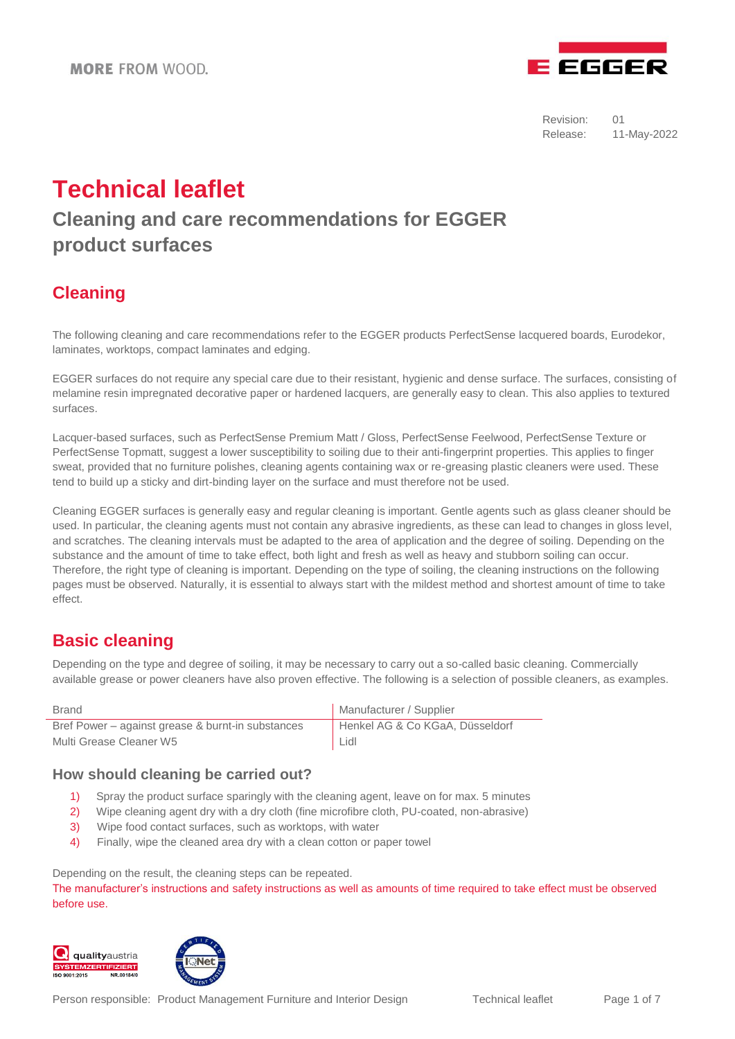MORE FROM WOOD.

Revision: 01
Release: 11-May-2022

# Technical leaflet

## Cleaning and care recommendations for EGGER product surfaces

## Cleaning

The following cleaning and care recommendations refer to the EGGER products PerfectSense lacquered boards, Eurodekor, laminates, worktops, compact laminates and edging.

EGGER surfaces do not require any special care due to their resistant, hygienic and dense surface. The surfaces, consisting of melamine resin impregnated decorative paper or hardened lacquers, are generally easy to clean. This also applies to textured surfaces.

Lacquer-based surfaces, such as PerfectSense Premium Matt / Gloss, PerfectSense Feelwood, PerfectSense Texture or PerfectSense Topmatt, suggest a lower susceptibility to soiling due to their anti-fingerprint properties. This applies to finger sweat, provided that no furniture polishes, cleaning agents containing wax or re-greasing plastic cleaners were used. These tend to build up a sticky and dirt-binding layer on the surface and must therefore not be used.

Cleaning EGGER surfaces is generally easy and regular cleaning is important. Gentle agents such as glass cleaner should be used. In particular, the cleaning agents must not contain any abrasive ingredients, as these can lead to changes in gloss level, and scratches. The cleaning intervals must be adapted to the area of application and the degree of soiling. Depending on the substance and the amount of time to take effect, both light and fresh as well as heavy and stubborn soiling can occur. Therefore, the right type of cleaning is important. Depending on the type of soiling, the cleaning instructions on the following pages must be observed. Naturally, it is essential to always start with the mildest method and shortest amount of time to take effect.

## Basic cleaning

Depending on the type and degree of soiling, it may be necessary to carry out a so-called basic cleaning. Commercially available grease or power cleaners have also proven effective. The following is a selection of possible cleaners, as examples.

| Brand | Manufacturer / Supplier |
|---|---|
| Bref Power – against grease & burnt-in substances | Henkel AG & Co KGaA, Düsseldorf |
| Multi Grease Cleaner W5 | Lidl |

### How should cleaning be carried out?

1) Spray the product surface sparingly with the cleaning agent, leave on for max. 5 minutes
2) Wipe cleaning agent dry with a dry cloth (fine microfibre cloth, PU-coated, non-abrasive)
3) Wipe food contact surfaces, such as worktops, with water
4) Finally, wipe the cleaned area dry with a clean cotton or paper towel

Depending on the result, the cleaning steps can be repeated.
The manufacturer's instructions and safety instructions as well as amounts of time required to take effect must be observed before use.

Person responsible: Product Management Furniture and Interior Design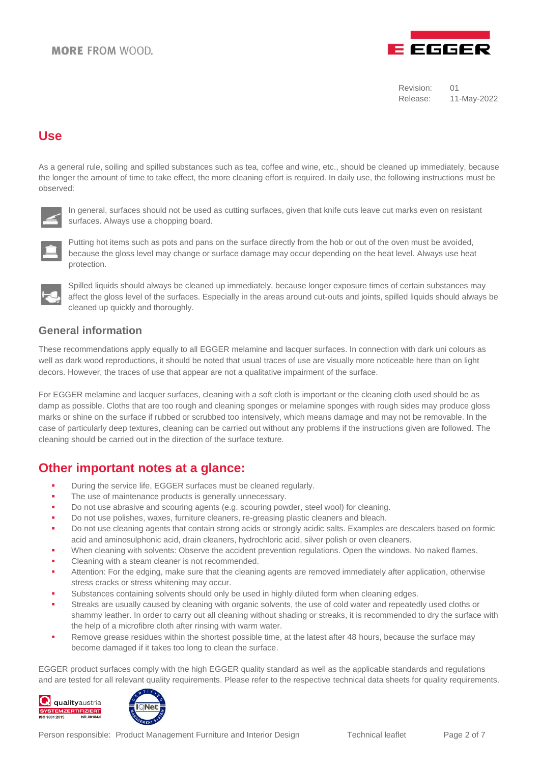Revision: 01
Release: 11-May-2022

## Use

As a general rule, soiling and spilled substances such as tea, coffee and wine, etc., should be cleaned up immediately, because the longer the amount of time to take effect, the more cleaning effort is required. In daily use, the following instructions must be observed:

In general, surfaces should not be used as cutting surfaces, given that knife cuts leave cut marks even on resistant surfaces. Always use a chopping board.

Putting hot items such as pots and pans on the surface directly from the hob or out of the oven must be avoided, because the gloss level may change or surface damage may occur depending on the heat level. Always use heat protection.

Spilled liquids should always be cleaned up immediately, because longer exposure times of certain substances may affect the gloss level of the surfaces. Especially in the areas around cut-outs and joints, spilled liquids should always be cleaned up quickly and thoroughly.

### General information

These recommendations apply equally to all EGGER melamine and lacquer surfaces. In connection with dark uni colours as well as dark wood reproductions, it should be noted that usual traces of use are visually more noticeable here than on light decors. However, the traces of use that appear are not a qualitative impairment of the surface.

For EGGER melamine and lacquer surfaces, cleaning with a soft cloth is important or the cleaning cloth used should be as damp as possible. Cloths that are too rough and cleaning sponges or melamine sponges with rough sides may produce gloss marks or shine on the surface if rubbed or scrubbed too intensively, which means damage and may not be removable. In the case of particularly deep textures, cleaning can be carried out without any problems if the instructions given are followed. The cleaning should be carried out in the direction of the surface texture.

## Other important notes at a glance:

- During the service life, EGGER surfaces must be cleaned regularly.
- The use of maintenance products is generally unnecessary.
- Do not use abrasive and scouring agents (e.g. scouring powder, steel wool) for cleaning.
- Do not use polishes, waxes, furniture cleaners, re-greasing plastic cleaners and bleach.
- Do not use cleaning agents that contain strong acids or strongly acidic salts. Examples are descalers based on formic acid and aminosulphonic acid, drain cleaners, hydrochloric acid, silver polish or oven cleaners.
- When cleaning with solvents: Observe the accident prevention regulations. Open the windows. No naked flames.
- Cleaning with a steam cleaner is not recommended.
- Attention: For the edging, make sure that the cleaning agents are removed immediately after application, otherwise stress cracks or stress whitening may occur.
- Substances containing solvents should only be used in highly diluted form when cleaning edges.
- Streaks are usually caused by cleaning with organic solvents, the use of cold water and repeatedly used cloths or shammy leather. In order to carry out all cleaning without shading or streaks, it is recommended to dry the surface with the help of a microfibre cloth after rinsing with warm water.
- Remove grease residues within the shortest possible time, at the latest after 48 hours, because the surface may become damaged if it takes too long to clean the surface.

EGGER product surfaces comply with the high EGGER quality standard as well as the applicable standards and regulations and are tested for all relevant quality requirements. Please refer to the respective technical data sheets for quality requirements.

Person responsible: Product Management Furniture and Interior Design — Technical leaflet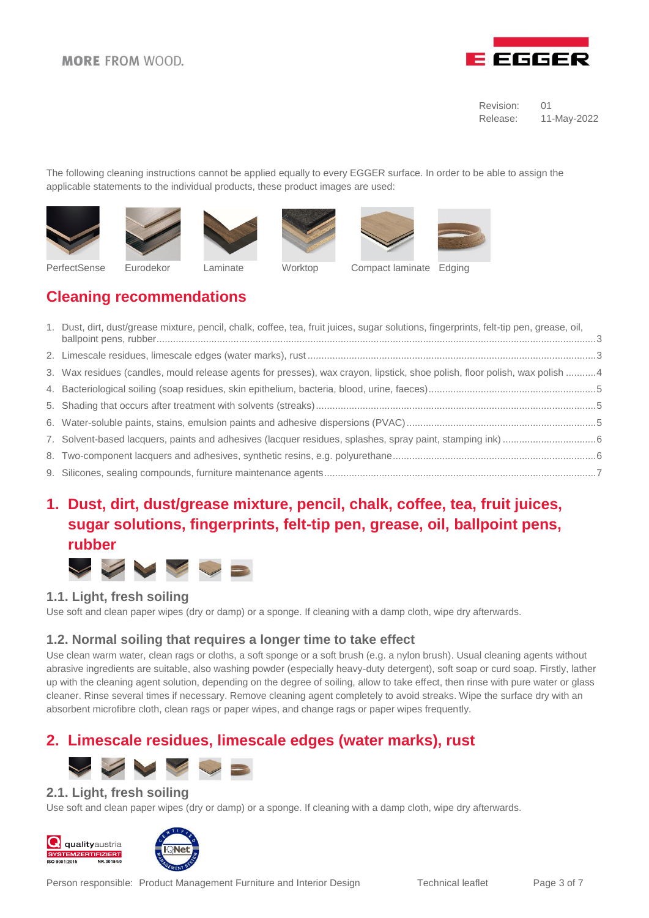Revision: 01
Release: 11-May-2022

The following cleaning instructions cannot be applied equally to every EGGER surface. In order to be able to assign the applicable statements to the individual products, these product images are used:

PerfectSense Eurodekor Laminate Worktop Compact laminate Edging

## Cleaning recommendations

1. Dust, dirt, dust/grease mixture, pencil, chalk, coffee, tea, fruit juices, sugar solutions, fingerprints, felt-tip pen, grease, oil, ballpoint pens, rubber ..... 3
2. Limescale residues, limescale edges (water marks), rust ..... 3
3. Wax residues (candles, mould release agents for presses), wax crayon, lipstick, shoe polish, floor polish, wax polish ..... 4
4. Bacteriological soiling (soap residues, skin epithelium, bacteria, blood, urine, faeces) ..... 5
5. Shading that occurs after treatment with solvents (streaks) ..... 5
6. Water-soluble paints, stains, emulsion paints and adhesive dispersions (PVAC) ..... 5
7. Solvent-based lacquers, paints and adhesives (lacquer residues, splashes, spray paint, stamping ink) ..... 6
8. Two-component lacquers and adhesives, synthetic resins, e.g. polyurethane ..... 6
9. Silicones, sealing compounds, furniture maintenance agents ..... 7

## 1. Dust, dirt, dust/grease mixture, pencil, chalk, coffee, tea, fruit juices, sugar solutions, fingerprints, felt-tip pen, grease, oil, ballpoint pens, rubber

### 1.1. Light, fresh soiling

Use soft and clean paper wipes (dry or damp) or a sponge. If cleaning with a damp cloth, wipe dry afterwards.

### 1.2. Normal soiling that requires a longer time to take effect

Use clean warm water, clean rags or cloths, a soft sponge or a soft brush (e.g. a nylon brush). Usual cleaning agents without abrasive ingredients are suitable, also washing powder (especially heavy-duty detergent), soft soap or curd soap. Firstly, lather up with the cleaning agent solution, depending on the degree of soiling, allow to take effect, then rinse with pure water or glass cleaner. Rinse several times if necessary. Remove cleaning agent completely to avoid streaks. Wipe the surface dry with an absorbent microfibre cloth, clean rags or paper wipes, and change rags or paper wipes frequently.

## 2. Limescale residues, limescale edges (water marks), rust

### 2.1. Light, fresh soiling

Use soft and clean paper wipes (dry or damp) or a sponge. If cleaning with a damp cloth, wipe dry afterwards.

Person responsible: Product Management Furniture and Interior Design — Technical leaflet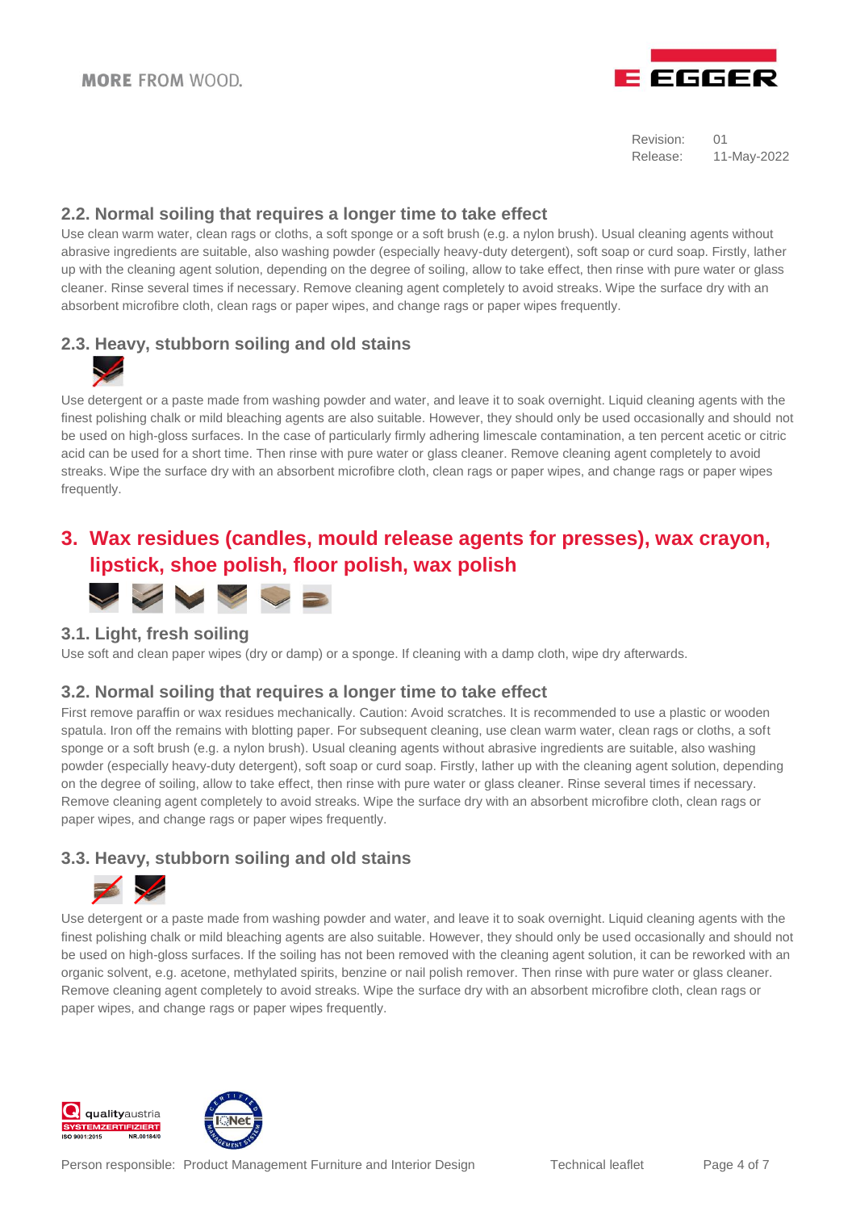Revision: 01
Release: 11-May-2022

### 2.2. Normal soiling that requires a longer time to take effect

Use clean warm water, clean rags or cloths, a soft sponge or a soft brush (e.g. a nylon brush). Usual cleaning agents without abrasive ingredients are suitable, also washing powder (especially heavy-duty detergent), soft soap or curd soap. Firstly, lather up with the cleaning agent solution, depending on the degree of soiling, allow to take effect, then rinse with pure water or glass cleaner. Rinse several times if necessary. Remove cleaning agent completely to avoid streaks. Wipe the surface dry with an absorbent microfibre cloth, clean rags or paper wipes, and change rags or paper wipes frequently.

### 2.3. Heavy, stubborn soiling and old stains

Use detergent or a paste made from washing powder and water, and leave it to soak overnight. Liquid cleaning agents with the finest polishing chalk or mild bleaching agents are also suitable. However, they should only be used occasionally and should not be used on high-gloss surfaces. In the case of particularly firmly adhering limescale contamination, a ten percent acetic or citric acid can be used for a short time. Then rinse with pure water or glass cleaner. Remove cleaning agent completely to avoid streaks. Wipe the surface dry with an absorbent microfibre cloth, clean rags or paper wipes, and change rags or paper wipes frequently.

## 3. Wax residues (candles, mould release agents for presses), wax crayon, lipstick, shoe polish, floor polish, wax polish

### 3.1. Light, fresh soiling

Use soft and clean paper wipes (dry or damp) or a sponge. If cleaning with a damp cloth, wipe dry afterwards.

### 3.2. Normal soiling that requires a longer time to take effect

First remove paraffin or wax residues mechanically. Caution: Avoid scratches. It is recommended to use a plastic or wooden spatula. Iron off the remains with blotting paper. For subsequent cleaning, use clean warm water, clean rags or cloths, a soft sponge or a soft brush (e.g. a nylon brush). Usual cleaning agents without abrasive ingredients are suitable, also washing powder (especially heavy-duty detergent), soft soap or curd soap. Firstly, lather up with the cleaning agent solution, depending on the degree of soiling, allow to take effect, then rinse with pure water or glass cleaner. Rinse several times if necessary. Remove cleaning agent completely to avoid streaks. Wipe the surface dry with an absorbent microfibre cloth, clean rags or paper wipes, and change rags or paper wipes frequently.

### 3.3. Heavy, stubborn soiling and old stains

Use detergent or a paste made from washing powder and water, and leave it to soak overnight. Liquid cleaning agents with the finest polishing chalk or mild bleaching agents are also suitable. However, they should only be used occasionally and should not be used on high-gloss surfaces. If the soiling has not been removed with the cleaning agent solution, it can be reworked with an organic solvent, e.g. acetone, methylated spirits, benzine or nail polish remover. Then rinse with pure water or glass cleaner. Remove cleaning agent completely to avoid streaks. Wipe the surface dry with an absorbent microfibre cloth, clean rags or paper wipes, and change rags or paper wipes frequently.

Person responsible: Product Management Furniture and Interior Design — Technical leaflet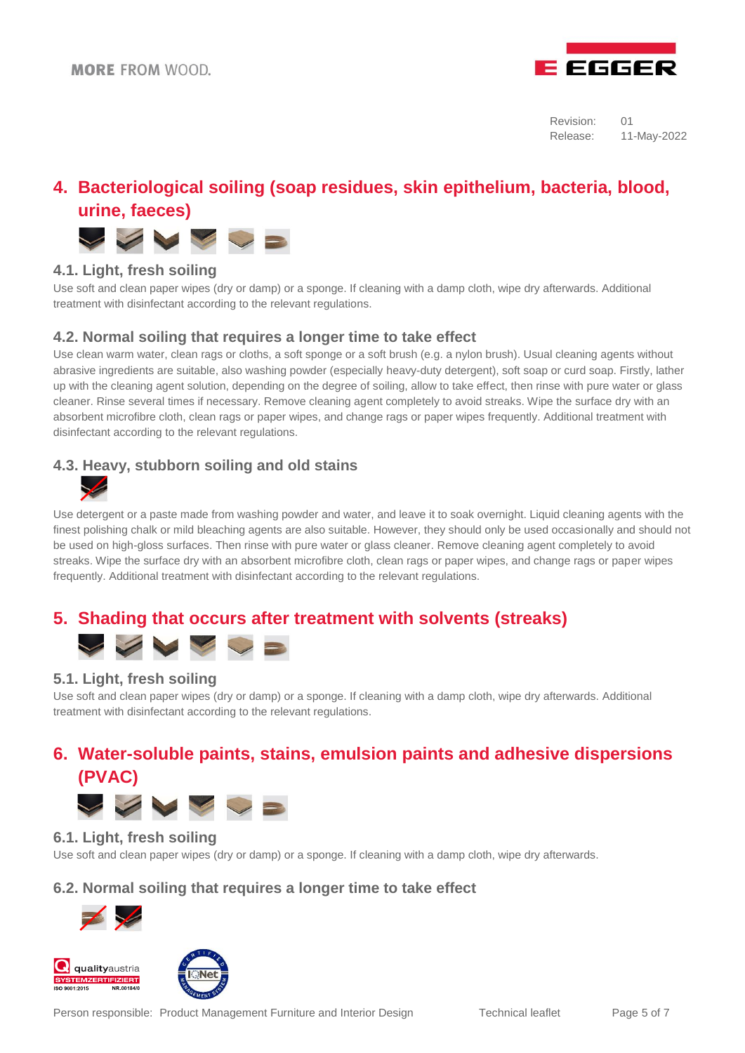Revision: 01
Release: 11-May-2022

## 4. Bacteriological soiling (soap residues, skin epithelium, bacteria, blood, urine, faeces)

### 4.1. Light, fresh soiling

Use soft and clean paper wipes (dry or damp) or a sponge. If cleaning with a damp cloth, wipe dry afterwards. Additional treatment with disinfectant according to the relevant regulations.

### 4.2. Normal soiling that requires a longer time to take effect

Use clean warm water, clean rags or cloths, a soft sponge or a soft brush (e.g. a nylon brush). Usual cleaning agents without abrasive ingredients are suitable, also washing powder (especially heavy-duty detergent), soft soap or curd soap. Firstly, lather up with the cleaning agent solution, depending on the degree of soiling, allow to take effect, then rinse with pure water or glass cleaner. Rinse several times if necessary. Remove cleaning agent completely to avoid streaks. Wipe the surface dry with an absorbent microfibre cloth, clean rags or paper wipes, and change rags or paper wipes frequently. Additional treatment with disinfectant according to the relevant regulations.

### 4.3. Heavy, stubborn soiling and old stains

Use detergent or a paste made from washing powder and water, and leave it to soak overnight. Liquid cleaning agents with the finest polishing chalk or mild bleaching agents are also suitable. However, they should only be used occasionally and should not be used on high-gloss surfaces. Then rinse with pure water or glass cleaner. Remove cleaning agent completely to avoid streaks. Wipe the surface dry with an absorbent microfibre cloth, clean rags or paper wipes, and change rags or paper wipes frequently. Additional treatment with disinfectant according to the relevant regulations.

## 5. Shading that occurs after treatment with solvents (streaks)

### 5.1. Light, fresh soiling

Use soft and clean paper wipes (dry or damp) or a sponge. If cleaning with a damp cloth, wipe dry afterwards. Additional treatment with disinfectant according to the relevant regulations.

## 6. Water-soluble paints, stains, emulsion paints and adhesive dispersions (PVAC)

### 6.1. Light, fresh soiling

Use soft and clean paper wipes (dry or damp) or a sponge. If cleaning with a damp cloth, wipe dry afterwards.

### 6.2. Normal soiling that requires a longer time to take effect

Person responsible: Product Management Furniture and Interior Design    Technical leaflet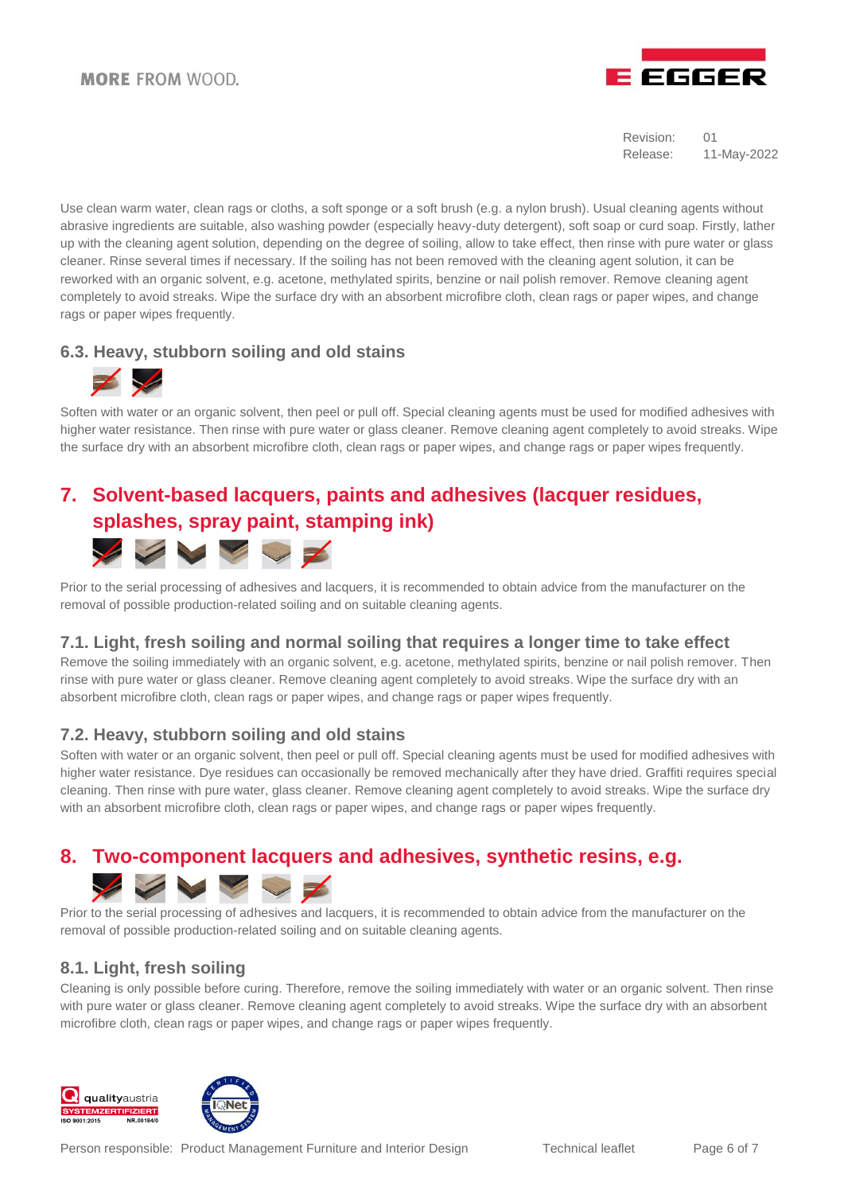Use clean warm water, clean rags or cloths, a soft sponge or a soft brush (e.g. a nylon brush). Usual cleaning agents without abrasive ingredients are suitable, also washing powder (especially heavy-duty detergent), soft soap or curd soap. Firstly, lather up with the cleaning agent solution, depending on the degree of soiling, allow to take effect, then rinse with pure water or glass cleaner. Rinse several times if necessary. If the soiling has not been removed with the cleaning agent solution, it can be reworked with an organic solvent, e.g. acetone, methylated spirits, benzine or nail polish remover. Remove cleaning agent completely to avoid streaks. Wipe the surface dry with an absorbent microfibre cloth, clean rags or paper wipes, and change rags or paper wipes frequently.

### 6.3. Heavy, stubborn soiling and old stains

Soften with water or an organic solvent, then peel or pull off. Special cleaning agents must be used for modified adhesives with higher water resistance. Then rinse with pure water or glass cleaner. Remove cleaning agent completely to avoid streaks. Wipe the surface dry with an absorbent microfibre cloth, clean rags or paper wipes, and change rags or paper wipes frequently.

## 7. Solvent-based lacquers, paints and adhesives (lacquer residues, splashes, spray paint, stamping ink)

Prior to the serial processing of adhesives and lacquers, it is recommended to obtain advice from the manufacturer on the removal of possible production-related soiling and on suitable cleaning agents.

### 7.1. Light, fresh soiling and normal soiling that requires a longer time to take effect

Remove the soiling immediately with an organic solvent, e.g. acetone, methylated spirits, benzine or nail polish remover. Then rinse with pure water or glass cleaner. Remove cleaning agent completely to avoid streaks. Wipe the surface dry with an absorbent microfibre cloth, clean rags or paper wipes, and change rags or paper wipes frequently.

### 7.2. Heavy, stubborn soiling and old stains

Soften with water or an organic solvent, then peel or pull off. Special cleaning agents must be used for modified adhesives with higher water resistance. Dye residues can occasionally be removed mechanically after they have dried. Graffiti requires special cleaning. Then rinse with pure water, glass cleaner. Remove cleaning agent completely to avoid streaks. Wipe the surface dry with an absorbent microfibre cloth, clean rags or paper wipes, and change rags or paper wipes frequently.

## 8. Two-component lacquers and adhesives, synthetic resins, e.g.

Prior to the serial processing of adhesives and lacquers, it is recommended to obtain advice from the manufacturer on the removal of possible production-related soiling and on suitable cleaning agents.

### 8.1. Light, fresh soiling

Cleaning is only possible before curing. Therefore, remove the soiling immediately with water or an organic solvent. Then rinse with pure water or glass cleaner. Remove cleaning agent completely to avoid streaks. Wipe the surface dry with an absorbent microfibre cloth, clean rags or paper wipes, and change rags or paper wipes frequently.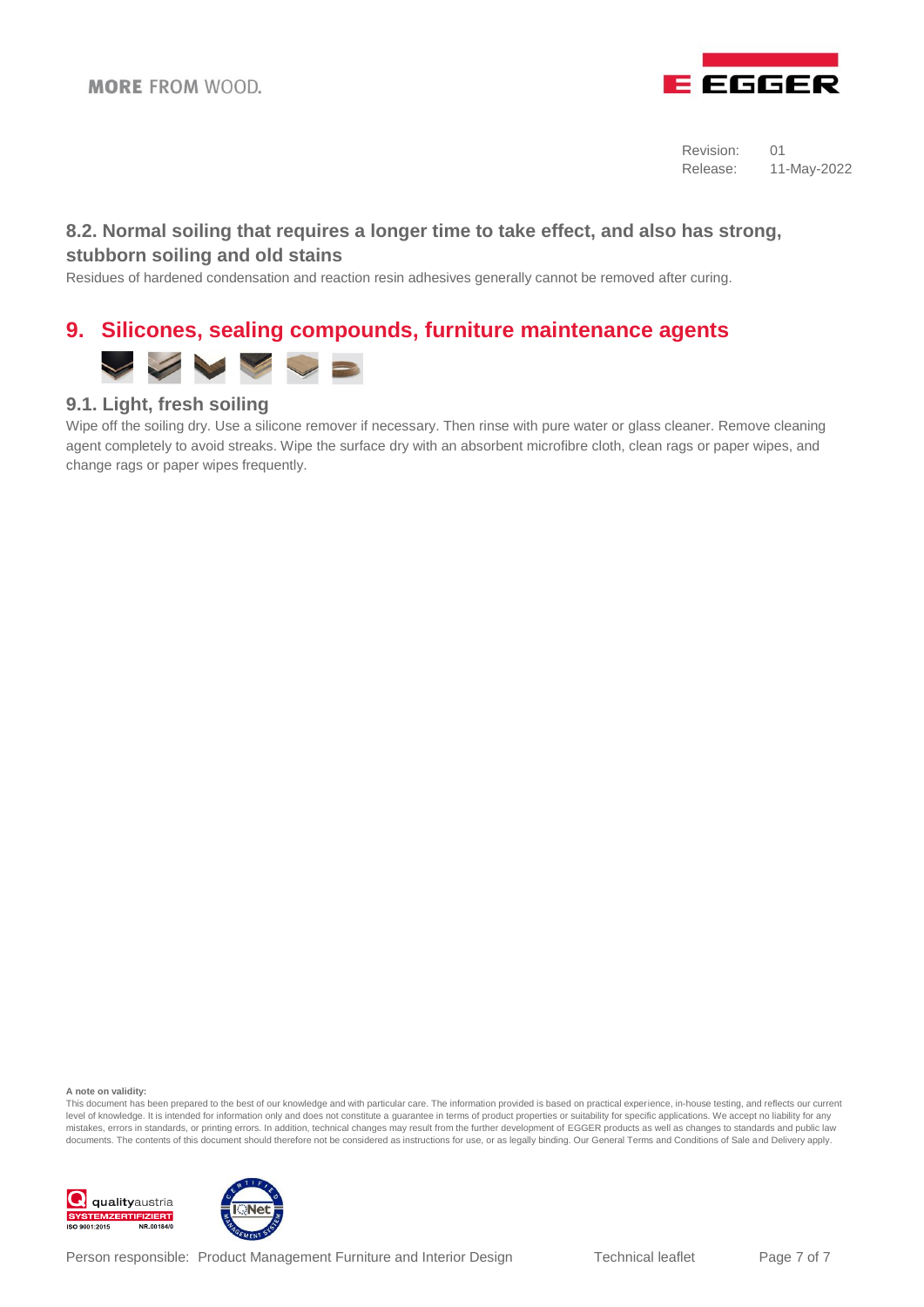### 8.2. Normal soiling that requires a longer time to take effect, and also has strong, stubborn soiling and old stains

Residues of hardened condensation and reaction resin adhesives generally cannot be removed after curing.

## 9. Silicones, sealing compounds, furniture maintenance agents

### 9.1. Light, fresh soiling

Wipe off the soiling dry. Use a silicone remover if necessary. Then rinse with pure water or glass cleaner. Remove cleaning agent completely to avoid streaks. Wipe the surface dry with an absorbent microfibre cloth, clean rags or paper wipes, and change rags or paper wipes frequently.

**A note on validity:**
This document has been prepared to the best of our knowledge and with particular care. The information provided is based on practical experience, in-house testing, and reflects our current level of knowledge. It is intended for information only and does not constitute a guarantee in terms of product properties or suitability for specific applications. We accept no liability for any mistakes, errors in standards, or printing errors. In addition, technical changes may result from the further development of EGGER products as well as changes to standards and public law documents. The contents of this document should therefore not be considered as instructions for use, or as legally binding. Our General Terms and Conditions of Sale and Delivery apply.